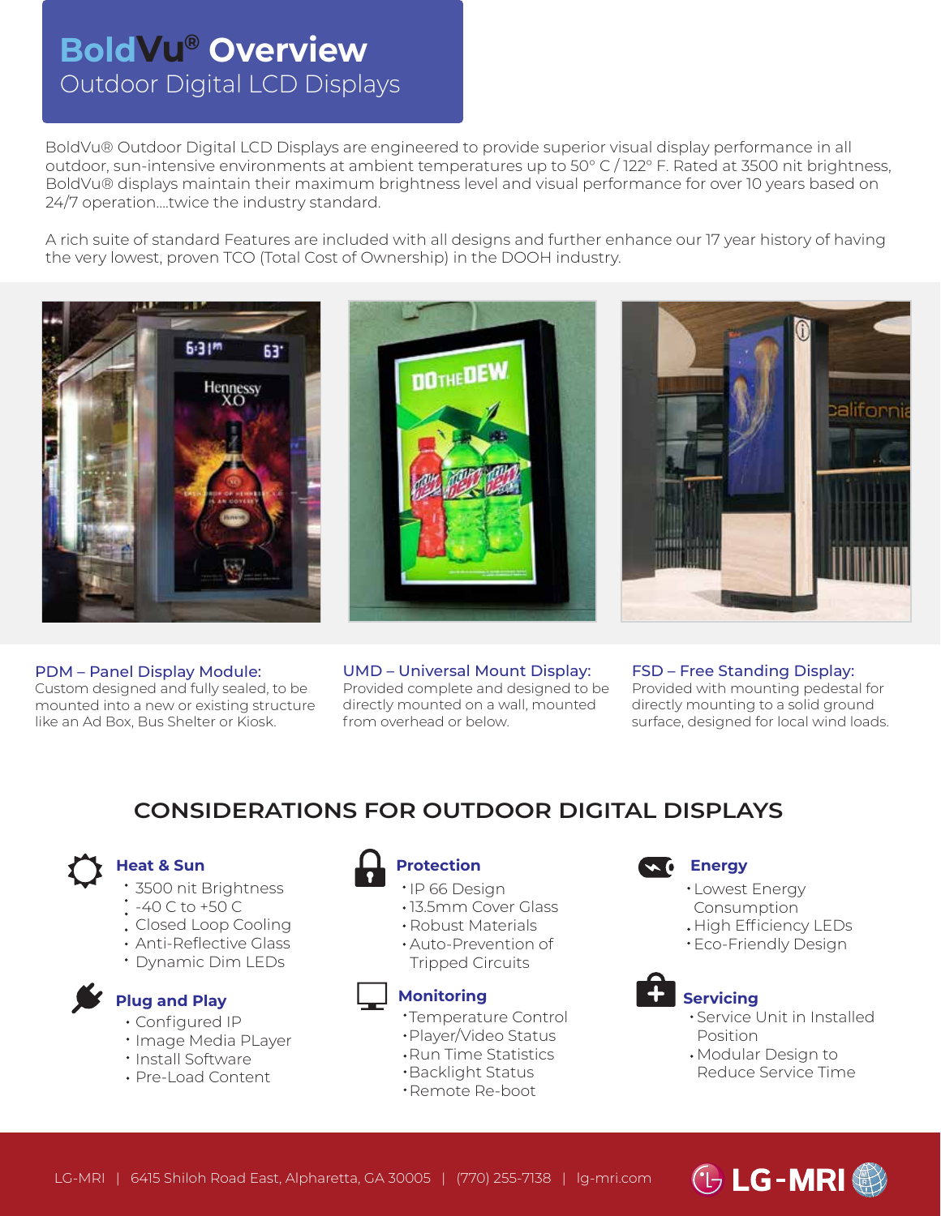# BoldVu® Overview

## Outdoor Digital LCD Displays

BoldVu® Outdoor Digital LCD Displays are engineered to provide superior visual display performance in all outdoor, sun-intensive environments at ambient temperatures up to 50° C / 122° F. Rated at 3500 nit brightness, BoldVu® displays maintain their maximum brightness level and visual performance for over 10 years based on 24/7 operation....twice the industry standard.

A rich suite of standard Features are included with all designs and further enhance our 17 year history of having the very lowest, proven TCO (Total Cost of Ownership) in the DOOH industry.

**PDM – Panel Display Module:**
Custom designed and fully sealed, to be mounted into a new or existing structure like an Ad Box, Bus Shelter or Kiosk.

**UMD – Universal Mount Display:**
Provided complete and designed to be directly mounted on a wall, mounted from overhead or below.

**FSD – Free Standing Display:**
Provided with mounting pedestal for directly mounting to a solid ground surface, designed for local wind loads.

## CONSIDERATIONS FOR OUTDOOR DIGITAL DISPLAYS

### Heat & Sun

- 3500 nit Brightness
- -40 C to +50 C
- Closed Loop Cooling
- Anti-Reflective Glass
- Dynamic Dim LEDs

### Plug and Play

- Configured IP
- Image Media PLayer
- Install Software
- Pre-Load Content

### Protection

- IP 66 Design
- 13.5mm Cover Glass
- Robust Materials
- Auto-Prevention of Tripped Circuits

### Monitoring

- Temperature Control
- Player/Video Status
- Run Time Statistics
- Backlight Status
- Remote Re-boot

### Energy

- Lowest Energy Consumption
- High Efficiency LEDs
- Eco-Friendly Design

### Servicing

- Service Unit in Installed Position
- Modular Design to Reduce Service Time

LG-MRI | 6415 Shiloh Road East, Alpharetta, GA 30005 | (770) 255-7138 | lg-mri.com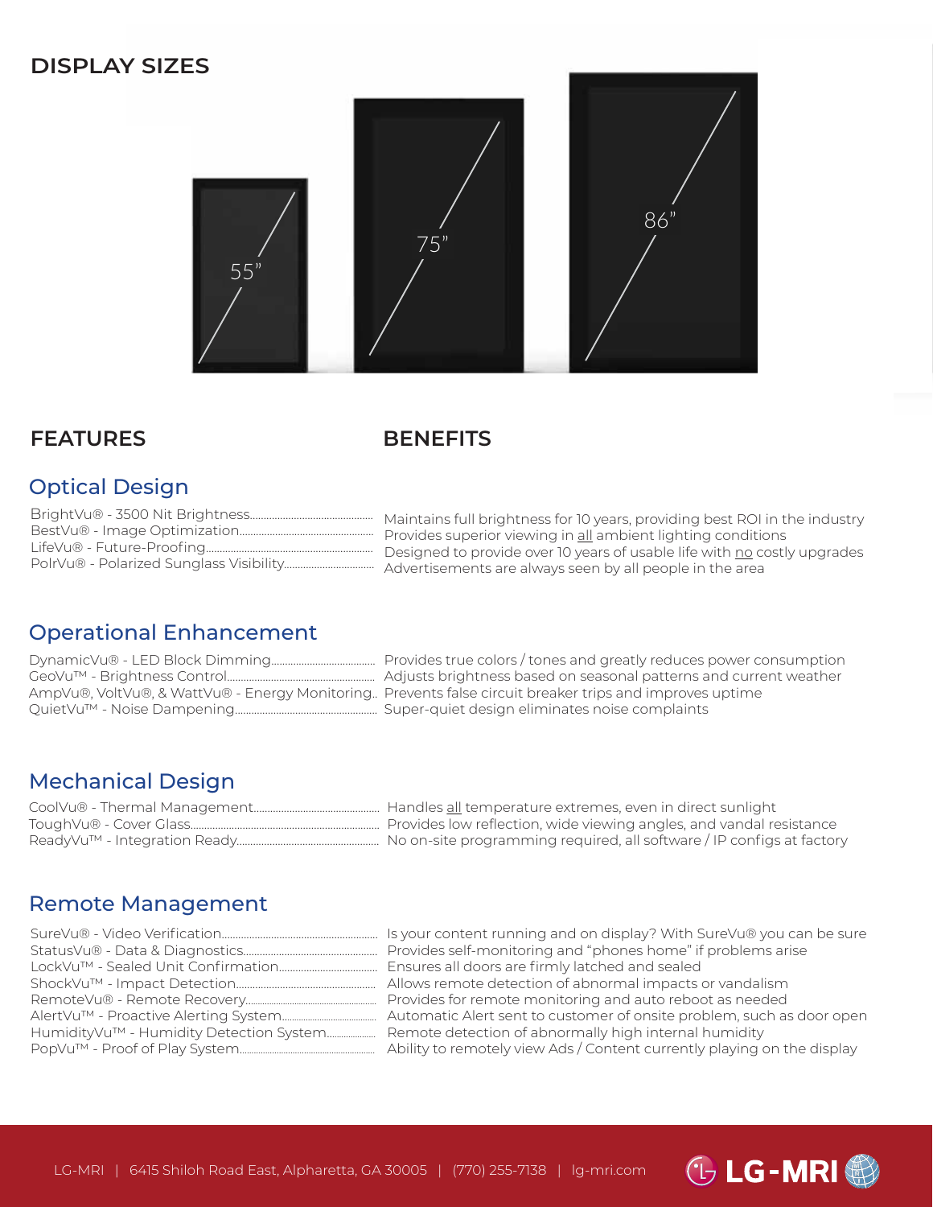## DISPLAY SIZES

55"

75"

86"

## FEATURES / BENEFITS

### Optical Design

| Features | Benefits |
|---|---|
| BrightVu® - 3500 Nit Brightness | Maintains full brightness for 10 years, providing best ROI in the industry |
| BestVu® - Image Optimization | Provides superior viewing in all ambient lighting conditions |
| LifeVu® - Future-Proofing | Designed to provide over 10 years of usable life with no costly upgrades |
| PolrVu® - Polarized Sunglass Visibility | Advertisements are always seen by all people in the area |

### Operational Enhancement

| Features | Benefits |
|---|---|
| DynamicVu® - LED Block Dimming | Provides true colors / tones and greatly reduces power consumption |
| GeoVu™ - Brightness Control | Adjusts brightness based on seasonal patterns and current weather |
| AmpVu®, VoltVu®, & WattVu® - Energy Monitoring | Prevents false circuit breaker trips and improves uptime |
| QuietVu™ - Noise Dampening | Super-quiet design eliminates noise complaints |

### Mechanical Design

| Features | Benefits |
|---|---|
| CoolVu® - Thermal Management | Handles all temperature extremes, even in direct sunlight |
| ToughVu® - Cover Glass | Provides low reflection, wide viewing angles, and vandal resistance |
| ReadyVu™ - Integration Ready | No on-site programming required, all software / IP configs at factory |

### Remote Management

| Features | Benefits |
|---|---|
| SureVu® - Video Verification | Is your content running and on display? With SureVu® you can be sure |
| StatusVu® - Data & Diagnostics | Provides self-monitoring and "phones home" if problems arise |
| LockVu™ - Sealed Unit Confirmation | Ensures all doors are firmly latched and sealed |
| ShockVu™ - Impact Detection | Allows remote detection of abnormal impacts or vandalism |
| RemoteVu® - Remote Recovery | Provides for remote monitoring and auto reboot as needed |
| AlertVu™ - Proactive Alerting System | Automatic Alert sent to customer of onsite problem, such as door open |
| HumidityVu™ - Humidity Detection System | Remote detection of abnormally high internal humidity |
| PopVu™ - Proof of Play System | Ability to remotely view Ads / Content currently playing on the display |

LG-MRI | 6415 Shiloh Road East, Alpharetta, GA 30005 | (770) 255-7138 | lg-mri.com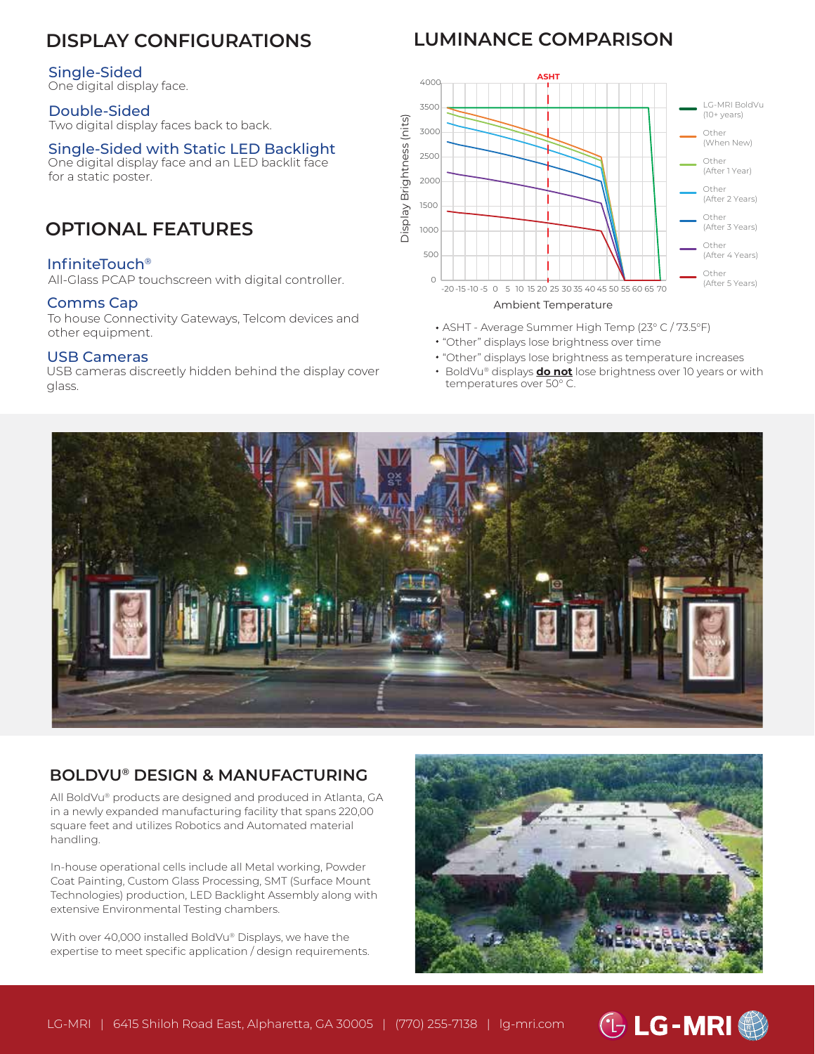## DISPLAY CONFIGURATIONS

### Single-Sided
One digital display face.

### Double-Sided
Two digital display faces back to back.

### Single-Sided with Static LED Backlight
One digital display face and an LED backlit face for a static poster.

## OPTIONAL FEATURES

### InfiniteTouch®
All-Glass PCAP touchscreen with digital controller.

### Comms Cap
To house Connectivity Gateways, Telcom devices and other equipment.

### USB Cameras
USB cameras discreetly hidden behind the display cover glass.

## LUMINANCE COMPARISON

ASHT

Display Brightness (nits)

4000
3500
3000
2500
2000
1500
1000
500
0

-20 -15 -10 -5 0 5 10 15 20 25 30 35 40 45 50 55 60 65 70

Ambient Temperature

LG-MRI BoldVu (10+ years)
Other (When New)
Other (After 1 Year)
Other (After 2 Years)
Other (After 3 Years)
Other (After 4 Years)
Other (After 5 Years)

- ASHT - Average Summer High Temp (23° C / 73.5°F)
- "Other" displays lose brightness over time
- "Other" displays lose brightness as temperature increases
- BoldVu® displays **do not** lose brightness over 10 years or with temperatures over 50° C.

## BOLDVU® DESIGN & MANUFACTURING

All BoldVu® products are designed and produced in Atlanta, GA in a newly expanded manufacturing facility that spans 220,00 square feet and utilizes Robotics and Automated material handling.

In-house operational cells include all Metal working, Powder Coat Painting, Custom Glass Processing, SMT (Surface Mount Technologies) production, LED Backlight Assembly along with extensive Environmental Testing chambers.

With over 40,000 installed BoldVu® Displays, we have the expertise to meet specific application / design requirements.

LG-MRI | 6415 Shiloh Road East, Alpharetta, GA 30005 | (770) 255-7138 | lg-mri.com